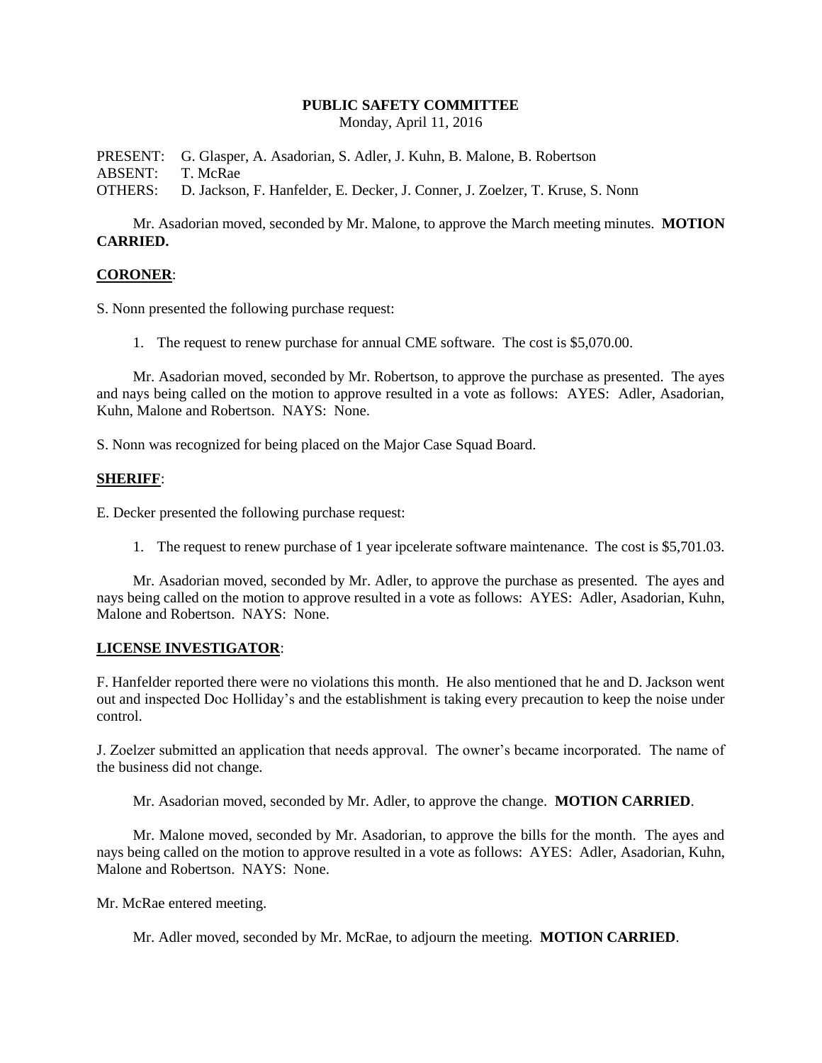# PUBLIC SAFETY COMMITTEE

Monday, April 11, 2016

PRESENT: G. Glasper, A. Asadorian, S. Adler, J. Kuhn, B. Malone, B. Robertson
ABSENT: T. McRae
OTHERS: D. Jackson, F. Hanfelder, E. Decker, J. Conner, J. Zoelzer, T. Kruse, S. Nonn

Mr. Asadorian moved, seconded by Mr. Malone, to approve the March meeting minutes. **MOTION CARRIED.**

## CORONER:

S. Nonn presented the following purchase request:

1. The request to renew purchase for annual CME software. The cost is $5,070.00.

Mr. Asadorian moved, seconded by Mr. Robertson, to approve the purchase as presented. The ayes and nays being called on the motion to approve resulted in a vote as follows: AYES: Adler, Asadorian, Kuhn, Malone and Robertson. NAYS: None.

S. Nonn was recognized for being placed on the Major Case Squad Board.

## SHERIFF:

E. Decker presented the following purchase request:

1. The request to renew purchase of 1 year ipcelerate software maintenance. The cost is $5,701.03.

Mr. Asadorian moved, seconded by Mr. Adler, to approve the purchase as presented. The ayes and nays being called on the motion to approve resulted in a vote as follows: AYES: Adler, Asadorian, Kuhn, Malone and Robertson. NAYS: None.

## LICENSE INVESTIGATOR:

F. Hanfelder reported there were no violations this month. He also mentioned that he and D. Jackson went out and inspected Doc Holliday's and the establishment is taking every precaution to keep the noise under control.

J. Zoelzer submitted an application that needs approval. The owner's became incorporated. The name of the business did not change.

Mr. Asadorian moved, seconded by Mr. Adler, to approve the change. **MOTION CARRIED**.

Mr. Malone moved, seconded by Mr. Asadorian, to approve the bills for the month. The ayes and nays being called on the motion to approve resulted in a vote as follows: AYES: Adler, Asadorian, Kuhn, Malone and Robertson. NAYS: None.

Mr. McRae entered meeting.

Mr. Adler moved, seconded by Mr. McRae, to adjourn the meeting. **MOTION CARRIED**.